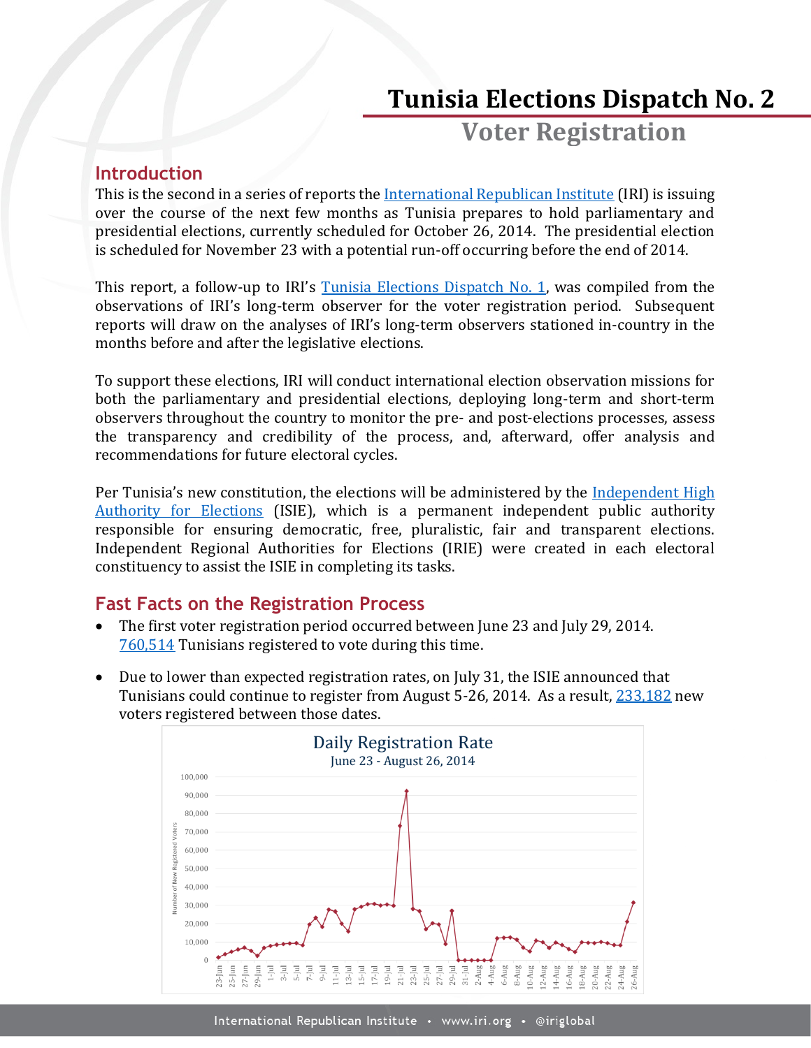# Tunisia Elections Dispatch No. 2

## Voter Registration

### Introduction

This is the second in a series of reports the International Republican Institute (IRI) is issuing over the course of the next few months as Tunisia prepares to hold parliamentary and presidential elections, currently scheduled for October 26, 2014. The presidential election is scheduled for November 23 with a potential run-off occurring before the end of 2014.

This report, a follow-up to IRI's Tunisia Elections Dispatch No. 1, was compiled from the observations of IRI's long-term observer for the voter registration period. Subsequent reports will draw on the analyses of IRI's long-term observers stationed in-country in the months before and after the legislative elections.

To support these elections, IRI will conduct international election observation missions for both the parliamentary and presidential elections, deploying long-term and short-term observers throughout the country to monitor the pre- and post-elections processes, assess the transparency and credibility of the process, and, afterward, offer analysis and recommendations for future electoral cycles.

Per Tunisia's new constitution, the elections will be administered by the Independent High Authority for Elections (ISIE), which is a permanent independent public authority responsible for ensuring democratic, free, pluralistic, fair and transparent elections. Independent Regional Authorities for Elections (IRIE) were created in each electoral constituency to assist the ISIE in completing its tasks.

### Fast Facts on the Registration Process

- The first voter registration period occurred between June 23 and July 29, 2014. 760,514 Tunisians registered to vote during this time.
- Due to lower than expected registration rates, on July 31, the ISIE announced that Tunisians could continue to register from August 5-26, 2014. As a result, 233,182 new voters registered between those dates.

Daily Registration Rate
June 23 - August 26, 2014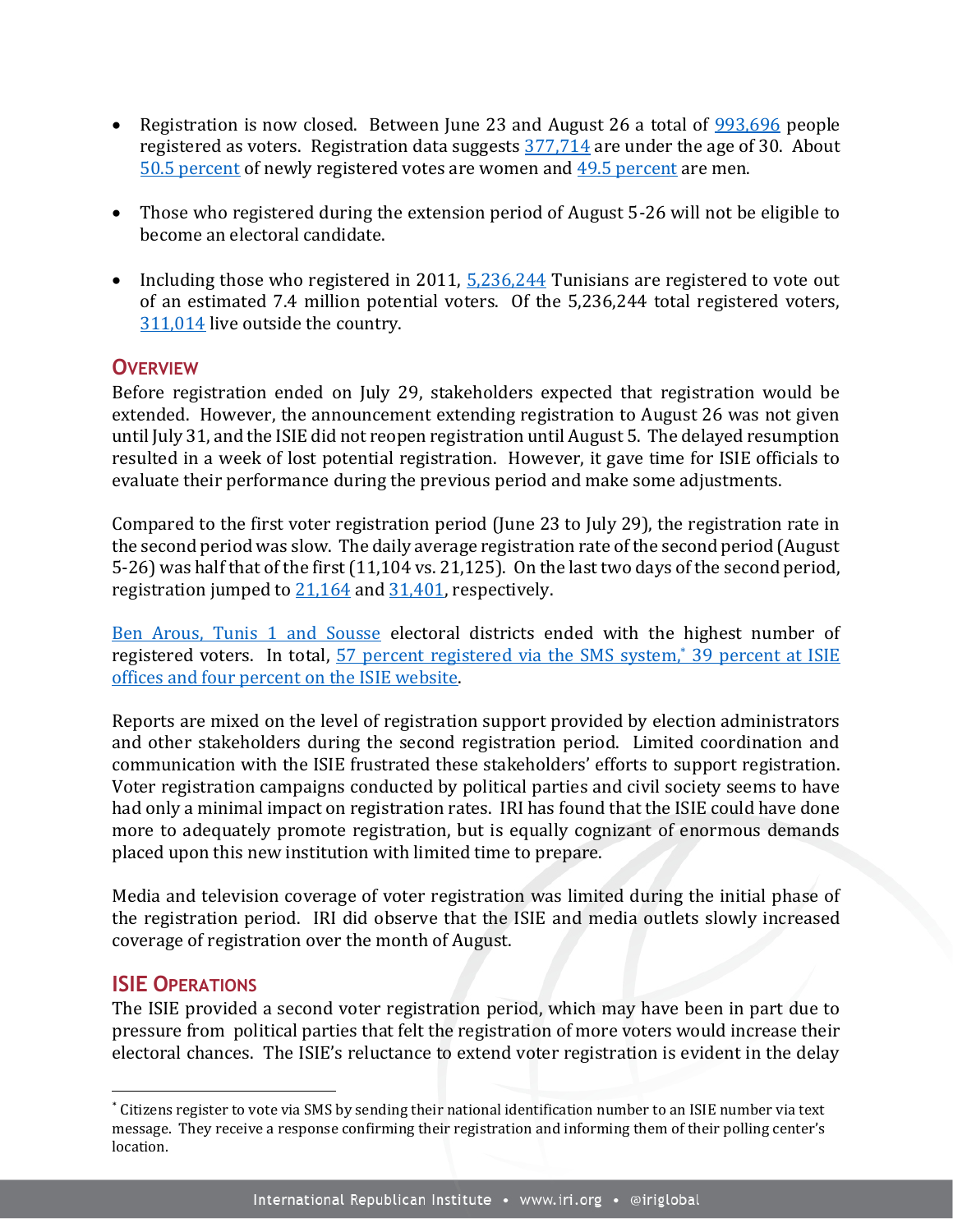- Registration is now closed. Between June 23 and August 26 a total of 993,696 people registered as voters. Registration data suggests 377,714 are under the age of 30. About 50.5 percent of newly registered votes are women and 49.5 percent are men.

- Those who registered during the extension period of August 5-26 will not be eligible to become an electoral candidate.

- Including those who registered in 2011, 5,236,244 Tunisians are registered to vote out of an estimated 7.4 million potential voters. Of the 5,236,244 total registered voters, 311,014 live outside the country.

## Overview

Before registration ended on July 29, stakeholders expected that registration would be extended. However, the announcement extending registration to August 26 was not given until July 31, and the ISIE did not reopen registration until August 5. The delayed resumption resulted in a week of lost potential registration. However, it gave time for ISIE officials to evaluate their performance during the previous period and make some adjustments.

Compared to the first voter registration period (June 23 to July 29), the registration rate in the second period was slow. The daily average registration rate of the second period (August 5-26) was half that of the first (11,104 vs. 21,125). On the last two days of the second period, registration jumped to 21,164 and 31,401, respectively.

Ben Arous, Tunis 1 and Sousse electoral districts ended with the highest number of registered voters. In total, 57 percent registered via the SMS system,* 39 percent at ISIE offices and four percent on the ISIE website.

Reports are mixed on the level of registration support provided by election administrators and other stakeholders during the second registration period. Limited coordination and communication with the ISIE frustrated these stakeholders' efforts to support registration. Voter registration campaigns conducted by political parties and civil society seems to have had only a minimal impact on registration rates. IRI has found that the ISIE could have done more to adequately promote registration, but is equally cognizant of enormous demands placed upon this new institution with limited time to prepare.

Media and television coverage of voter registration was limited during the initial phase of the registration period. IRI did observe that the ISIE and media outlets slowly increased coverage of registration over the month of August.

## ISIE Operations

The ISIE provided a second voter registration period, which may have been in part due to pressure from political parties that felt the registration of more voters would increase their electoral chances. The ISIE's reluctance to extend voter registration is evident in the delay

* Citizens register to vote via SMS by sending their national identification number to an ISIE number via text message. They receive a response confirming their registration and informing them of their polling center's location.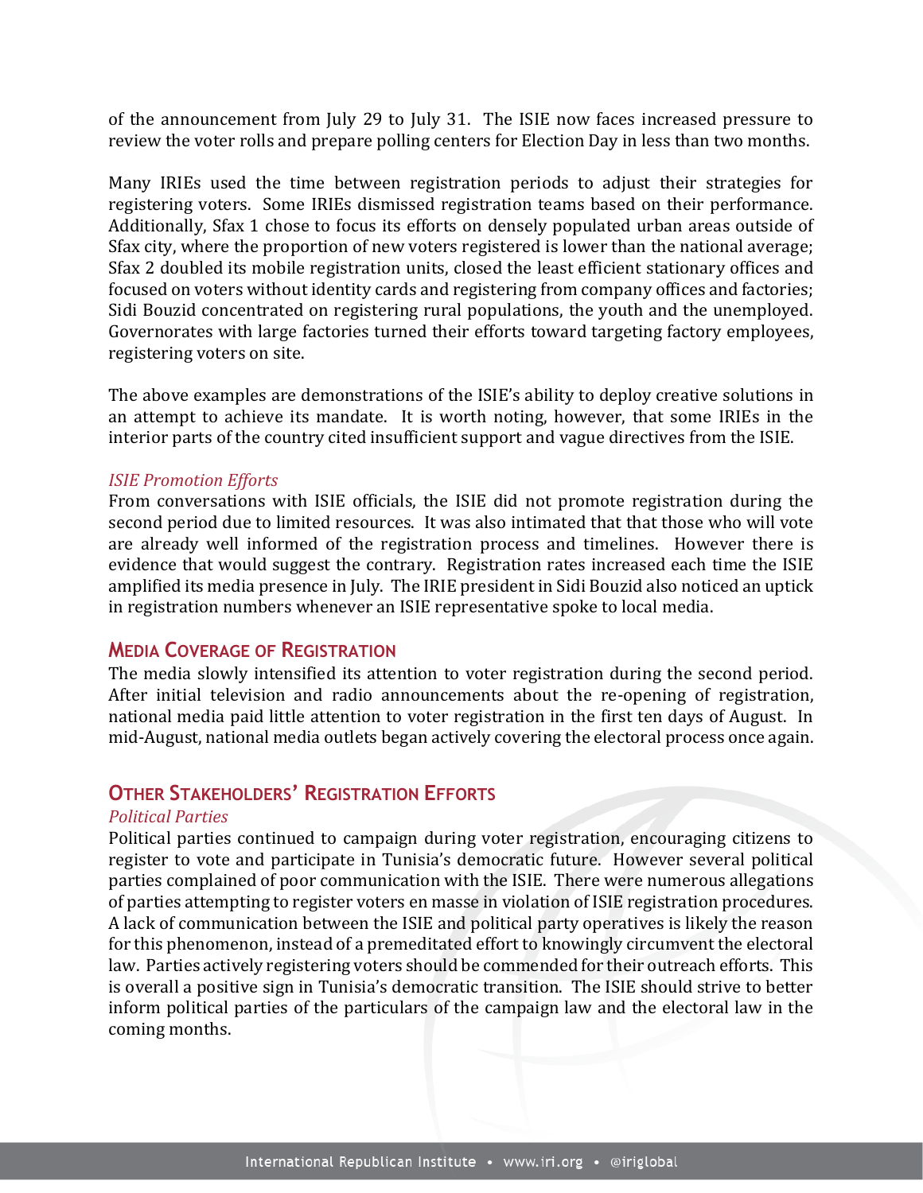of the announcement from July 29 to July 31. The ISIE now faces increased pressure to review the voter rolls and prepare polling centers for Election Day in less than two months.

Many IRIEs used the time between registration periods to adjust their strategies for registering voters. Some IRIEs dismissed registration teams based on their performance. Additionally, Sfax 1 chose to focus its efforts on densely populated urban areas outside of Sfax city, where the proportion of new voters registered is lower than the national average; Sfax 2 doubled its mobile registration units, closed the least efficient stationary offices and focused on voters without identity cards and registering from company offices and factories; Sidi Bouzid concentrated on registering rural populations, the youth and the unemployed. Governorates with large factories turned their efforts toward targeting factory employees, registering voters on site.

The above examples are demonstrations of the ISIE's ability to deploy creative solutions in an attempt to achieve its mandate. It is worth noting, however, that some IRIEs in the interior parts of the country cited insufficient support and vague directives from the ISIE.

*ISIE Promotion Efforts*

From conversations with ISIE officials, the ISIE did not promote registration during the second period due to limited resources. It was also intimated that that those who will vote are already well informed of the registration process and timelines. However there is evidence that would suggest the contrary. Registration rates increased each time the ISIE amplified its media presence in July. The IRIE president in Sidi Bouzid also noticed an uptick in registration numbers whenever an ISIE representative spoke to local media.

## Media Coverage of Registration

The media slowly intensified its attention to voter registration during the second period. After initial television and radio announcements about the re-opening of registration, national media paid little attention to voter registration in the first ten days of August. In mid-August, national media outlets began actively covering the electoral process once again.

## Other Stakeholders' Registration Efforts

*Political Parties*

Political parties continued to campaign during voter registration, encouraging citizens to register to vote and participate in Tunisia's democratic future. However several political parties complained of poor communication with the ISIE. There were numerous allegations of parties attempting to register voters en masse in violation of ISIE registration procedures. A lack of communication between the ISIE and political party operatives is likely the reason for this phenomenon, instead of a premeditated effort to knowingly circumvent the electoral law. Parties actively registering voters should be commended for their outreach efforts. This is overall a positive sign in Tunisia's democratic transition. The ISIE should strive to better inform political parties of the particulars of the campaign law and the electoral law in the coming months.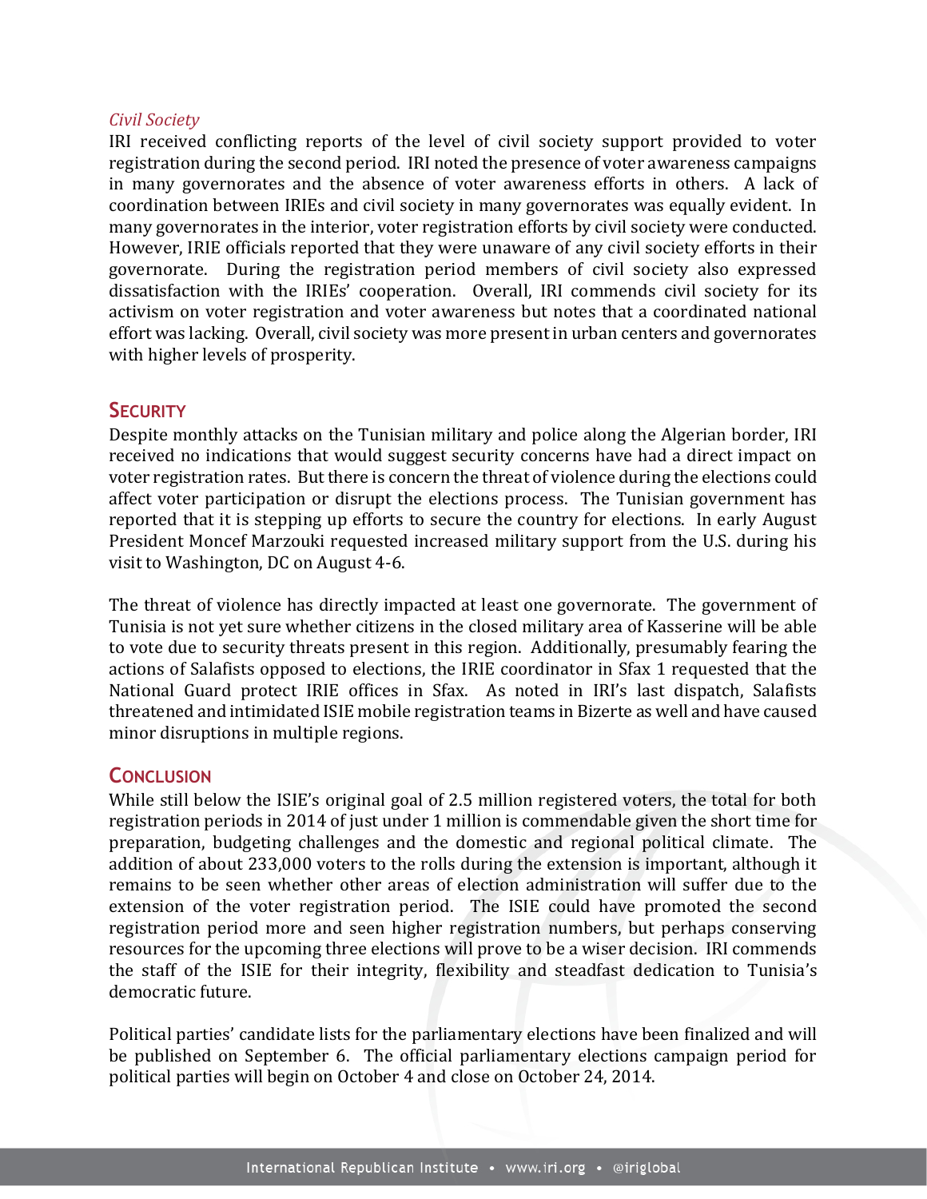### *Civil Society*

IRI received conflicting reports of the level of civil society support provided to voter registration during the second period. IRI noted the presence of voter awareness campaigns in many governorates and the absence of voter awareness efforts in others. A lack of coordination between IRIEs and civil society in many governorates was equally evident. In many governorates in the interior, voter registration efforts by civil society were conducted. However, IRIE officials reported that they were unaware of any civil society efforts in their governorate. During the registration period members of civil society also expressed dissatisfaction with the IRIEs' cooperation. Overall, IRI commends civil society for its activism on voter registration and voter awareness but notes that a coordinated national effort was lacking. Overall, civil society was more present in urban centers and governorates with higher levels of prosperity.

## Security

Despite monthly attacks on the Tunisian military and police along the Algerian border, IRI received no indications that would suggest security concerns have had a direct impact on voter registration rates. But there is concern the threat of violence during the elections could affect voter participation or disrupt the elections process. The Tunisian government has reported that it is stepping up efforts to secure the country for elections. In early August President Moncef Marzouki requested increased military support from the U.S. during his visit to Washington, DC on August 4-6.

The threat of violence has directly impacted at least one governorate. The government of Tunisia is not yet sure whether citizens in the closed military area of Kasserine will be able to vote due to security threats present in this region. Additionally, presumably fearing the actions of Salafists opposed to elections, the IRIE coordinator in Sfax 1 requested that the National Guard protect IRIE offices in Sfax. As noted in IRI's last dispatch, Salafists threatened and intimidated ISIE mobile registration teams in Bizerte as well and have caused minor disruptions in multiple regions.

## Conclusion

While still below the ISIE's original goal of 2.5 million registered voters, the total for both registration periods in 2014 of just under 1 million is commendable given the short time for preparation, budgeting challenges and the domestic and regional political climate. The addition of about 233,000 voters to the rolls during the extension is important, although it remains to be seen whether other areas of election administration will suffer due to the extension of the voter registration period. The ISIE could have promoted the second registration period more and seen higher registration numbers, but perhaps conserving resources for the upcoming three elections will prove to be a wiser decision. IRI commends the staff of the ISIE for their integrity, flexibility and steadfast dedication to Tunisia's democratic future.

Political parties' candidate lists for the parliamentary elections have been finalized and will be published on September 6. The official parliamentary elections campaign period for political parties will begin on October 4 and close on October 24, 2014.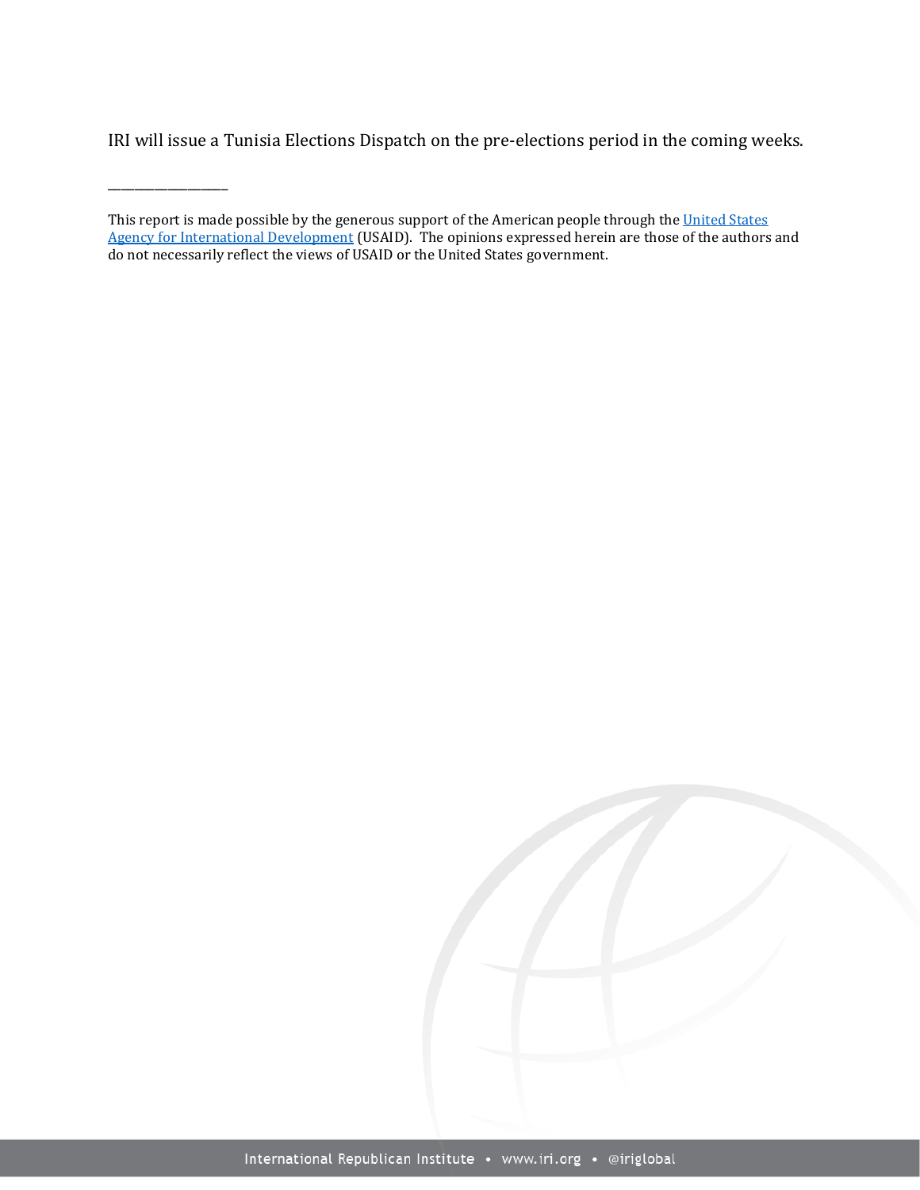IRI will issue a Tunisia Elections Dispatch on the pre-elections period in the coming weeks.

\_\_\_\_\_\_\_\_\_\_\_\_\_\_\_\_\_\_\_\_

This report is made possible by the generous support of the American people through the United States Agency for International Development (USAID). The opinions expressed herein are those of the authors and do not necessarily reflect the views of USAID or the United States government.